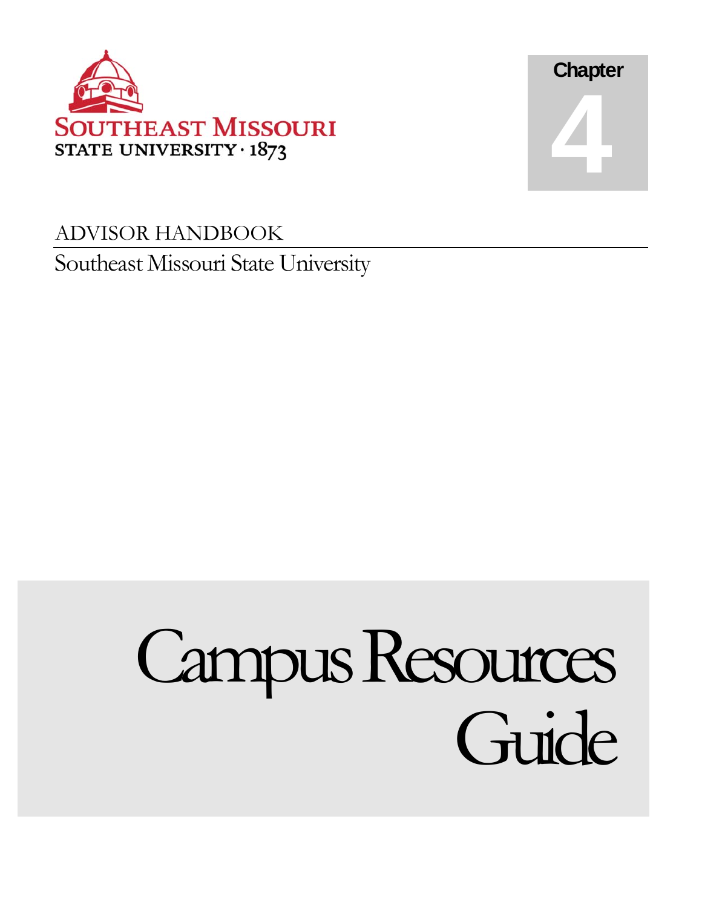SOUTHEAST MISSOURI STATE UNIVERSITY · 1873

Chapter 4

ADVISOR HANDBOOK

Southeast Missouri State University

# Campus Resources Guide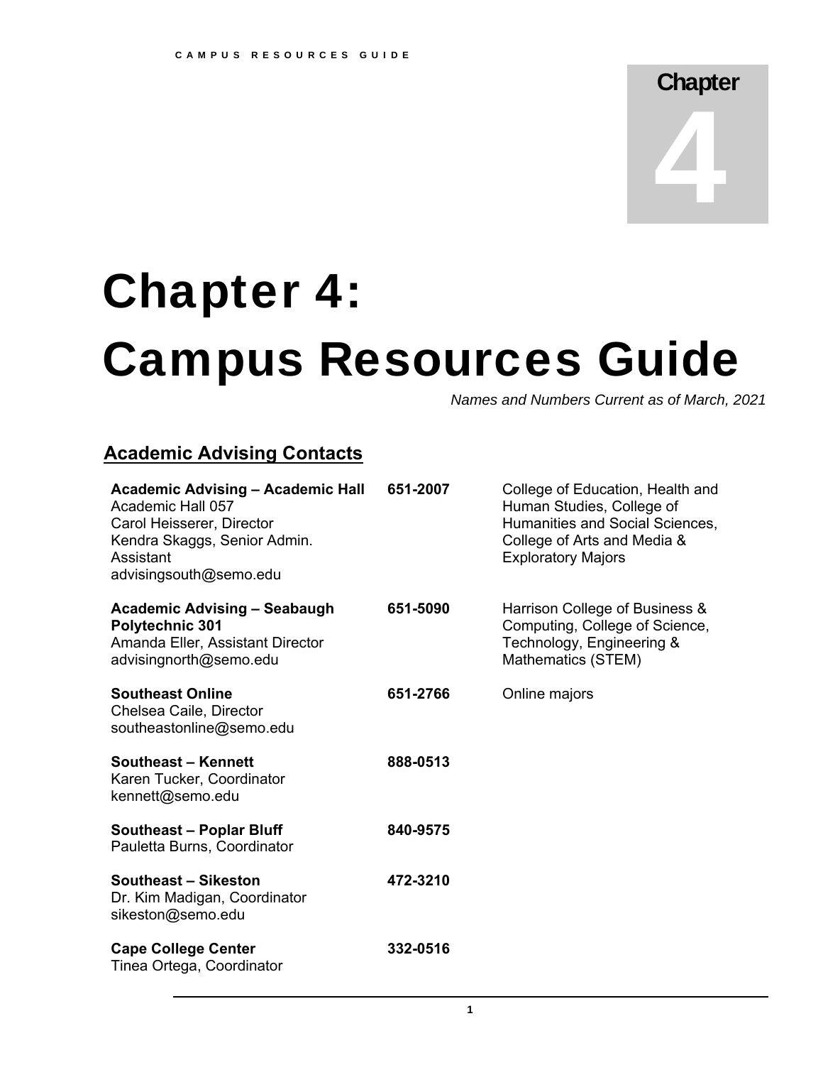# Chapter 4: Campus Resources Guide

*Names and Numbers Current as of March, 2021*

## Academic Advising Contacts

| Contact | Phone | Serves |
|---|---|---|
| **Academic Advising – Academic Hall**<br>Academic Hall 057<br>Carol Heisserer, Director<br>Kendra Skaggs, Senior Admin. Assistant<br>advisingsouth@semo.edu | **651-2007** | College of Education, Health and Human Studies, College of Humanities and Social Sciences, College of Arts and Media & Exploratory Majors |
| **Academic Advising – Seabaugh Polytechnic 301**<br>Amanda Eller, Assistant Director<br>advisingnorth@semo.edu | **651-5090** | Harrison College of Business & Computing, College of Science, Technology, Engineering & Mathematics (STEM) |
| **Southeast Online**<br>Chelsea Caile, Director<br>southeastonline@semo.edu | **651-2766** | Online majors |
| **Southeast – Kennett**<br>Karen Tucker, Coordinator<br>kennett@semo.edu | **888-0513** | |
| **Southeast – Poplar Bluff**<br>Pauletta Burns, Coordinator | **840-9575** | |
| **Southeast – Sikeston**<br>Dr. Kim Madigan, Coordinator<br>sikeston@semo.edu | **472-3210** | |
| **Cape College Center**<br>Tinea Ortega, Coordinator | **332-0516** | |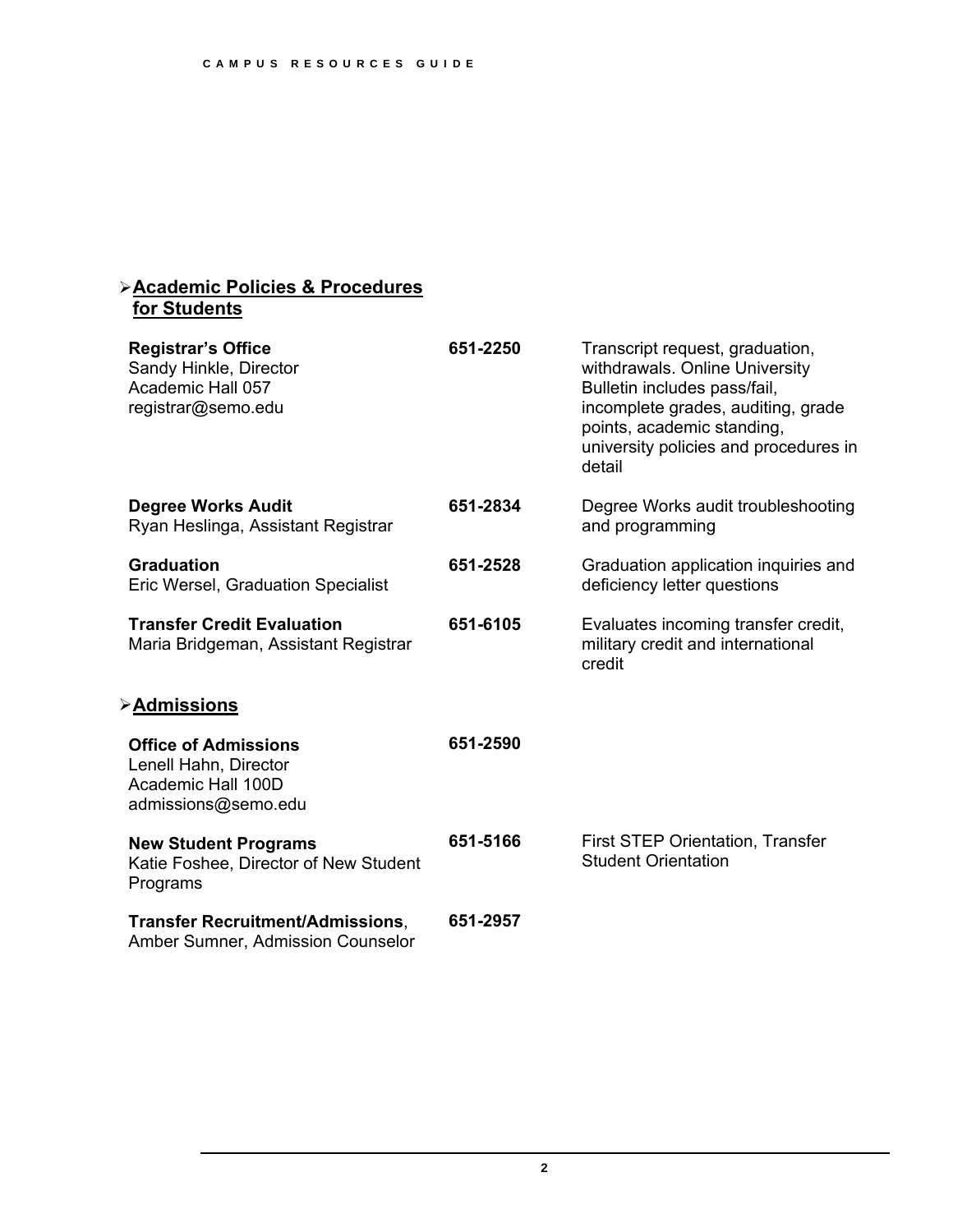## Academic Policies & Procedures for Students

| | | |
|---|---|---|
| **Registrar's Office**<br>Sandy Hinkle, Director<br>Academic Hall 057<br>registrar@semo.edu | **651-2250** | Transcript request, graduation, withdrawals. Online University Bulletin includes pass/fail, incomplete grades, auditing, grade points, academic standing, university policies and procedures in detail |
| **Degree Works Audit**<br>Ryan Heslinga, Assistant Registrar | **651-2834** | Degree Works audit troubleshooting and programming |
| **Graduation**<br>Eric Wersel, Graduation Specialist | **651-2528** | Graduation application inquiries and deficiency letter questions |
| **Transfer Credit Evaluation**<br>Maria Bridgeman, Assistant Registrar | **651-6105** | Evaluates incoming transfer credit, military credit and international credit |

## Admissions

| | | |
|---|---|---|
| **Office of Admissions**<br>Lenell Hahn, Director<br>Academic Hall 100D<br>admissions@semo.edu | **651-2590** | |
| **New Student Programs**<br>Katie Foshee, Director of New Student Programs | **651-5166** | First STEP Orientation, Transfer Student Orientation |
| **Transfer Recruitment/Admissions**,<br>Amber Sumner, Admission Counselor | **651-2957** | |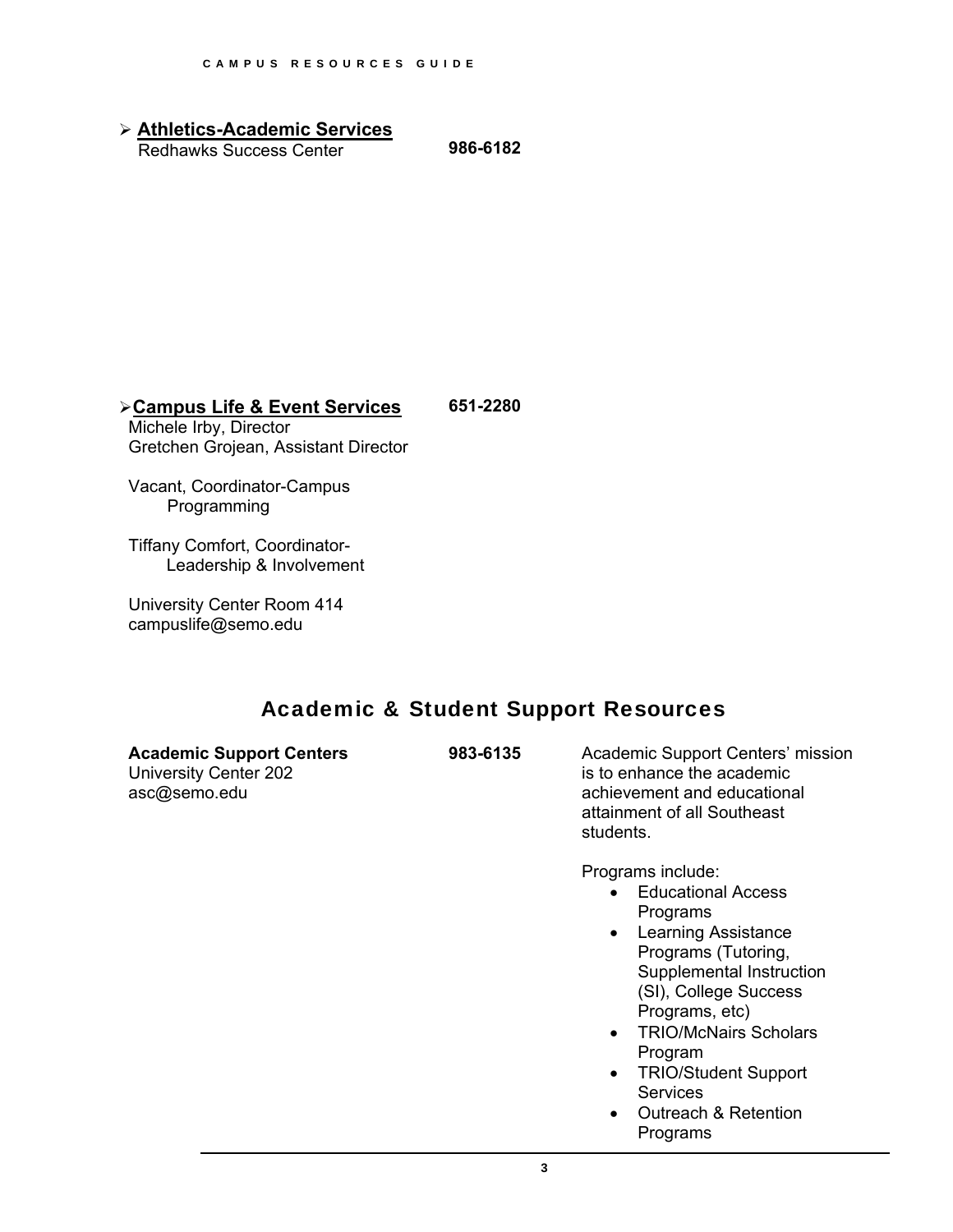- **Athletics-Academic Services** **986-6182**
  Redhawks Success Center

- **Campus Life & Event Services** **651-2280**
  Michele Irby, Director
  Gretchen Grojean, Assistant Director

  Vacant, Coordinator-Campus Programming

  Tiffany Comfort, Coordinator-Leadership & Involvement

  University Center Room 414
  campuslife@semo.edu

## Academic & Student Support Resources

**Academic Support Centers** **983-6135**
University Center 202
asc@semo.edu

Academic Support Centers' mission is to enhance the academic achievement and educational attainment of all Southeast students.

Programs include:

- Educational Access Programs
- Learning Assistance Programs (Tutoring, Supplemental Instruction (SI), College Success Programs, etc)
- TRIO/McNairs Scholars Program
- TRIO/Student Support Services
- Outreach & Retention Programs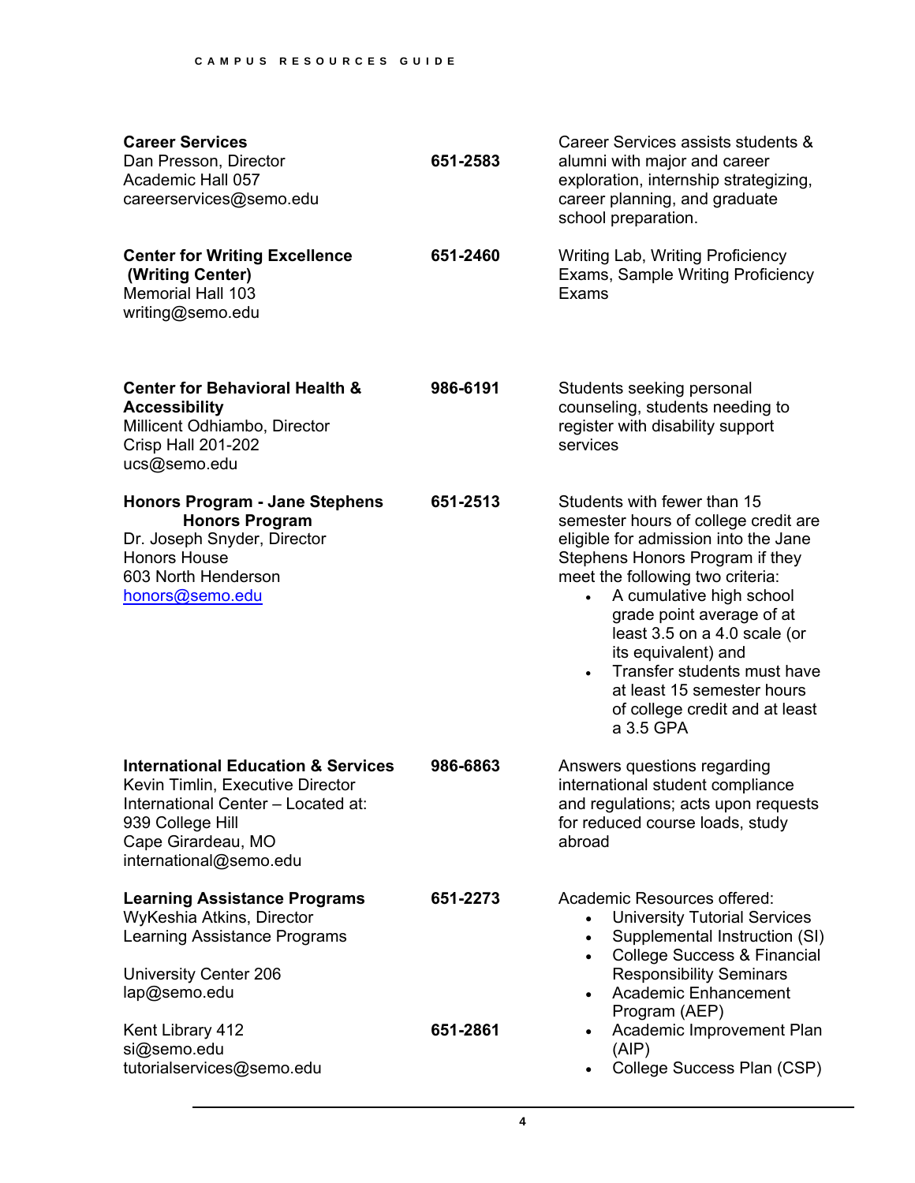| Office | Phone | Services |
| --- | --- | --- |
| **Career Services**<br>Dan Presson, Director<br>Academic Hall 057<br>careerservices@semo.edu | **651-2583** | Career Services assists students & alumni with major and career exploration, internship strategizing, career planning, and graduate school preparation. |
| **Center for Writing Excellence (Writing Center)**<br>Memorial Hall 103<br>writing@semo.edu | **651-2460** | Writing Lab, Writing Proficiency Exams, Sample Writing Proficiency Exams |
| **Center for Behavioral Health & Accessibility**<br>Millicent Odhiambo, Director<br>Crisp Hall 201-202<br>ucs@semo.edu | **986-6191** | Students seeking personal counseling, students needing to register with disability support services |
| **Honors Program - Jane Stephens Honors Program**<br>Dr. Joseph Snyder, Director<br>Honors House<br>603 North Henderson<br>honors@semo.edu | **651-2513** | Students with fewer than 15 semester hours of college credit are eligible for admission into the Jane Stephens Honors Program if they meet the following two criteria:<br>• A cumulative high school grade point average of at least 3.5 on a 4.0 scale (or its equivalent) and<br>• Transfer students must have at least 15 semester hours of college credit and at least a 3.5 GPA |
| **International Education & Services**<br>Kevin Timlin, Executive Director<br>International Center – Located at:<br>939 College Hill<br>Cape Girardeau, MO<br>international@semo.edu | **986-6863** | Answers questions regarding international student compliance and regulations; acts upon requests for reduced course loads, study abroad |
| **Learning Assistance Programs**<br>WyKeshia Atkins, Director<br>Learning Assistance Programs<br><br>University Center 206<br>lap@semo.edu<br><br>Kent Library 412<br>si@semo.edu<br>tutorialservices@semo.edu | **651-2273**<br><br><br><br><br><br><br>**651-2861** | Academic Resources offered:<br>• University Tutorial Services<br>• Supplemental Instruction (SI)<br>• College Success & Financial Responsibility Seminars<br>• Academic Enhancement Program (AEP)<br>• Academic Improvement Plan (AIP)<br>• College Success Plan (CSP) |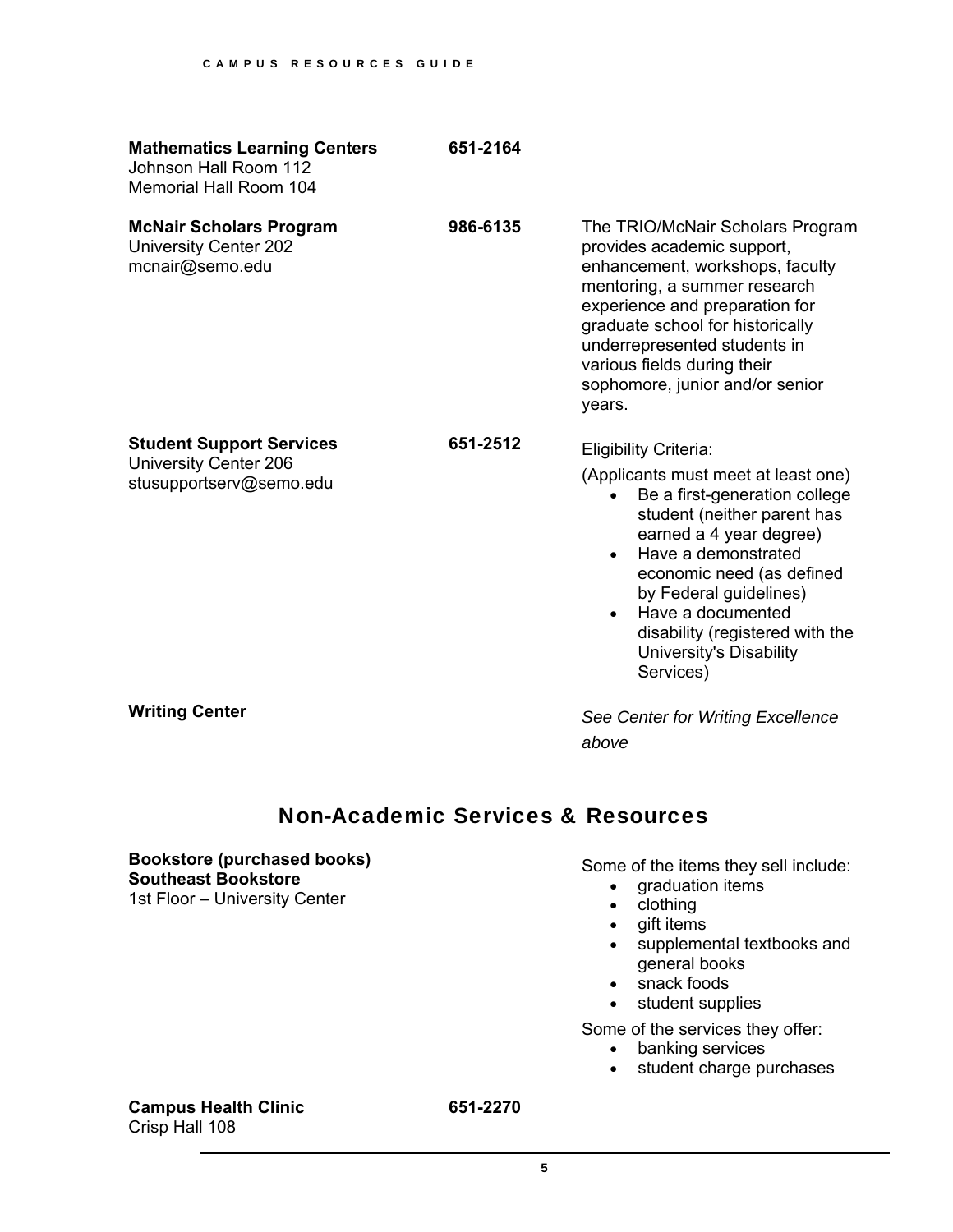**Mathematics Learning Centers** 651-2164
Johnson Hall Room 112
Memorial Hall Room 104

**McNair Scholars Program** 986-6135
University Center 202
mcnair@semo.edu

The TRIO/McNair Scholars Program provides academic support, enhancement, workshops, faculty mentoring, a summer research experience and preparation for graduate school for historically underrepresented students in various fields during their sophomore, junior and/or senior years.

**Student Support Services** 651-2512
University Center 206
stusupportserv@semo.edu

Eligibility Criteria:

(Applicants must meet at least one)

- Be a first-generation college student (neither parent has earned a 4 year degree)
- Have a demonstrated economic need (as defined by Federal guidelines)
- Have a documented disability (registered with the University's Disability Services)

**Writing Center**

*See Center for Writing Excellence above*

## Non-Academic Services & Resources

**Bookstore (purchased books)**
**Southeast Bookstore**
1st Floor – University Center

Some of the items they sell include:

- graduation items
- clothing
- gift items
- supplemental textbooks and general books
- snack foods
- student supplies

Some of the services they offer:

- banking services
- student charge purchases

**Campus Health Clinic** 651-2270
Crisp Hall 108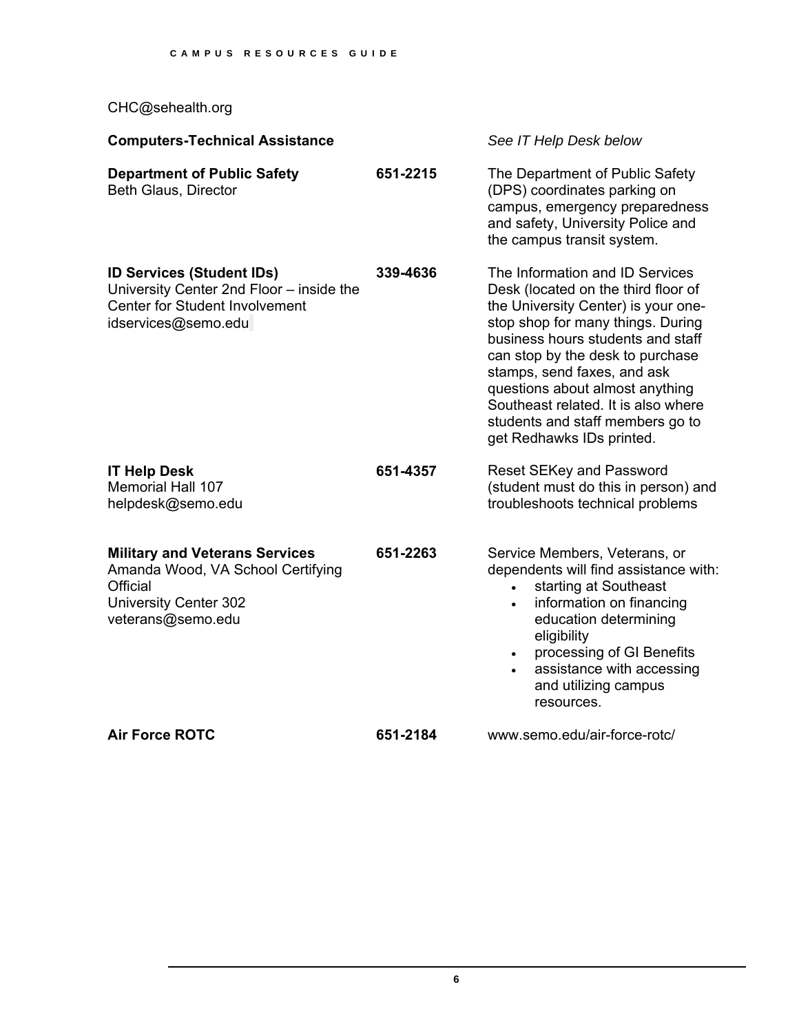CHC@sehealth.org

| | | |
|---|---|---|
| **Computers-Technical Assistance** | | *See IT Help Desk below* |
| **Department of Public Safety**<br>Beth Glaus, Director | **651-2215** | The Department of Public Safety (DPS) coordinates parking on campus, emergency preparedness and safety, University Police and the campus transit system. |
| **ID Services (Student IDs)**<br>University Center 2nd Floor – inside the Center for Student Involvement<br>idservices@semo.edu | **339-4636** | The Information and ID Services Desk (located on the third floor of the University Center) is your one-stop shop for many things. During business hours students and staff can stop by the desk to purchase stamps, send faxes, and ask questions about almost anything Southeast related. It is also where students and staff members go to get Redhawks IDs printed. |
| **IT Help Desk**<br>Memorial Hall 107<br>helpdesk@semo.edu | **651-4357** | Reset SEKey and Password (student must do this in person) and troubleshoots technical problems |
| **Military and Veterans Services**<br>Amanda Wood, VA School Certifying Official<br>University Center 302<br>veterans@semo.edu | **651-2263** | Service Members, Veterans, or dependents will find assistance with:<br>• starting at Southeast<br>• information on financing education determining eligibility<br>• processing of GI Benefits<br>• assistance with accessing and utilizing campus resources. |
| **Air Force ROTC** | **651-2184** | www.semo.edu/air-force-rotc/ |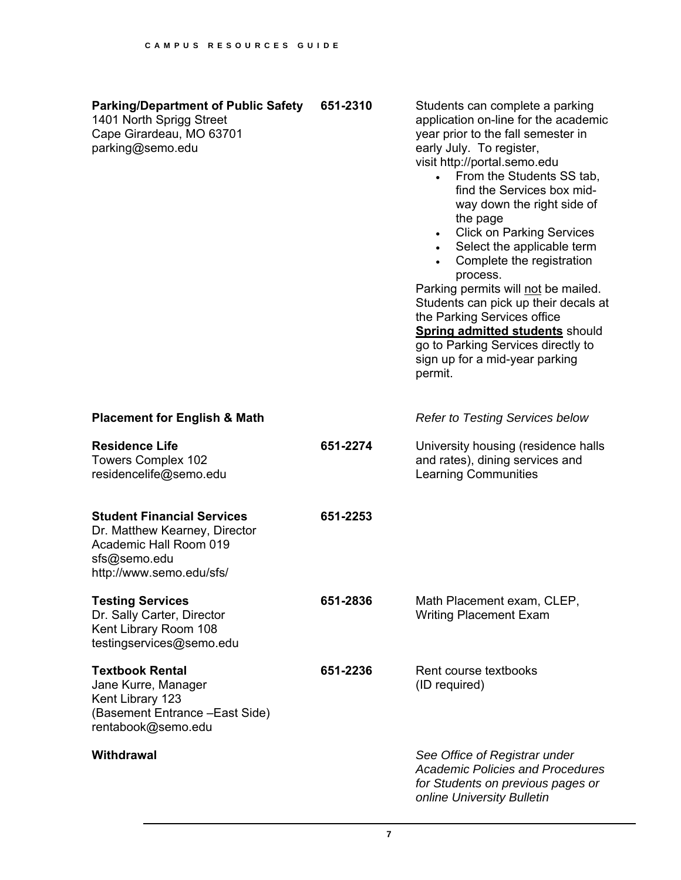**Parking/Department of Public Safety**
1401 North Sprigg Street
Cape Girardeau, MO 63701
parking@semo.edu

651-2310

Students can complete a parking application on-line for the academic year prior to the fall semester in early July. To register, visit http://portal.semo.edu

- From the Students SS tab, find the Services box mid-way down the right side of the page
- Click on Parking Services
- Select the applicable term
- Complete the registration process.

Parking permits will <u>not</u> be mailed. Students can pick up their decals at the Parking Services office

**<u>Spring admitted students</u>** should go to Parking Services directly to sign up for a mid-year parking permit.

**Placement for English & Math**

*Refer to Testing Services below*

**Residence Life**
Towers Complex 102
residencelife@semo.edu

651-2274

University housing (residence halls and rates), dining services and Learning Communities

**Student Financial Services**
Dr. Matthew Kearney, Director
Academic Hall Room 019
sfs@semo.edu
http://www.semo.edu/sfs/

651-2253

**Testing Services**
Dr. Sally Carter, Director
Kent Library Room 108
testingservices@semo.edu

651-2836

Math Placement exam, CLEP, Writing Placement Exam

**Textbook Rental**
Jane Kurre, Manager
Kent Library 123
(Basement Entrance –East Side)
rentabook@semo.edu

651-2236

Rent course textbooks
(ID required)

**Withdrawal**

*See Office of Registrar under Academic Policies and Procedures for Students on previous pages or online University Bulletin*